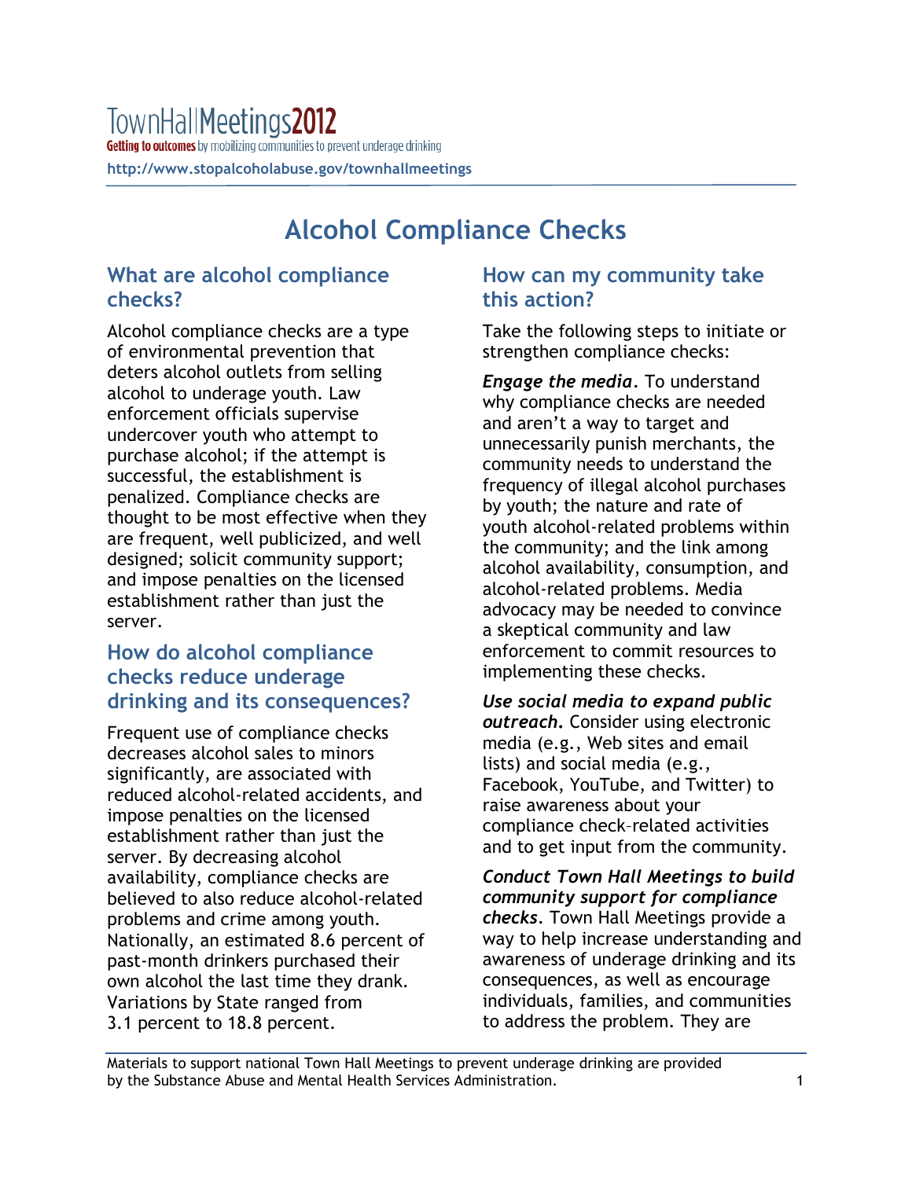TownHall Meetings2012

**Getting to outcomes** by mobilizing communities to prevent underage drinking

http://www.stopalcoholabuse.gov/townhallmeetings

# Alcohol Compliance Checks

## What are alcohol compliance checks?

Alcohol compliance checks are a type of environmental prevention that deters alcohol outlets from selling alcohol to underage youth. Law enforcement officials supervise undercover youth who attempt to purchase alcohol; if the attempt is successful, the establishment is penalized. Compliance checks are thought to be most effective when they are frequent, well publicized, and well designed; solicit community support; and impose penalties on the licensed establishment rather than just the server.

## How do alcohol compliance checks reduce underage drinking and its consequences?

Frequent use of compliance checks decreases alcohol sales to minors significantly, are associated with reduced alcohol-related accidents, and impose penalties on the licensed establishment rather than just the server. By decreasing alcohol availability, compliance checks are believed to also reduce alcohol-related problems and crime among youth. Nationally, an estimated 8.6 percent of past-month drinkers purchased their own alcohol the last time they drank. Variations by State ranged from 3.1 percent to 18.8 percent.

## How can my community take this action?

Take the following steps to initiate or strengthen compliance checks:

***Engage the media.*** To understand why compliance checks are needed and aren't a way to target and unnecessarily punish merchants, the community needs to understand the frequency of illegal alcohol purchases by youth; the nature and rate of youth alcohol-related problems within the community; and the link among alcohol availability, consumption, and alcohol-related problems. Media advocacy may be needed to convince a skeptical community and law enforcement to commit resources to implementing these checks.

***Use social media to expand public outreach.*** Consider using electronic media (e.g., Web sites and email lists) and social media (e.g., Facebook, YouTube, and Twitter) to raise awareness about your compliance check–related activities and to get input from the community.

***Conduct Town Hall Meetings to build community support for compliance checks.*** Town Hall Meetings provide a way to help increase understanding and awareness of underage drinking and its consequences, as well as encourage individuals, families, and communities to address the problem. They are

Materials to support national Town Hall Meetings to prevent underage drinking are provided by the Substance Abuse and Mental Health Services Administration.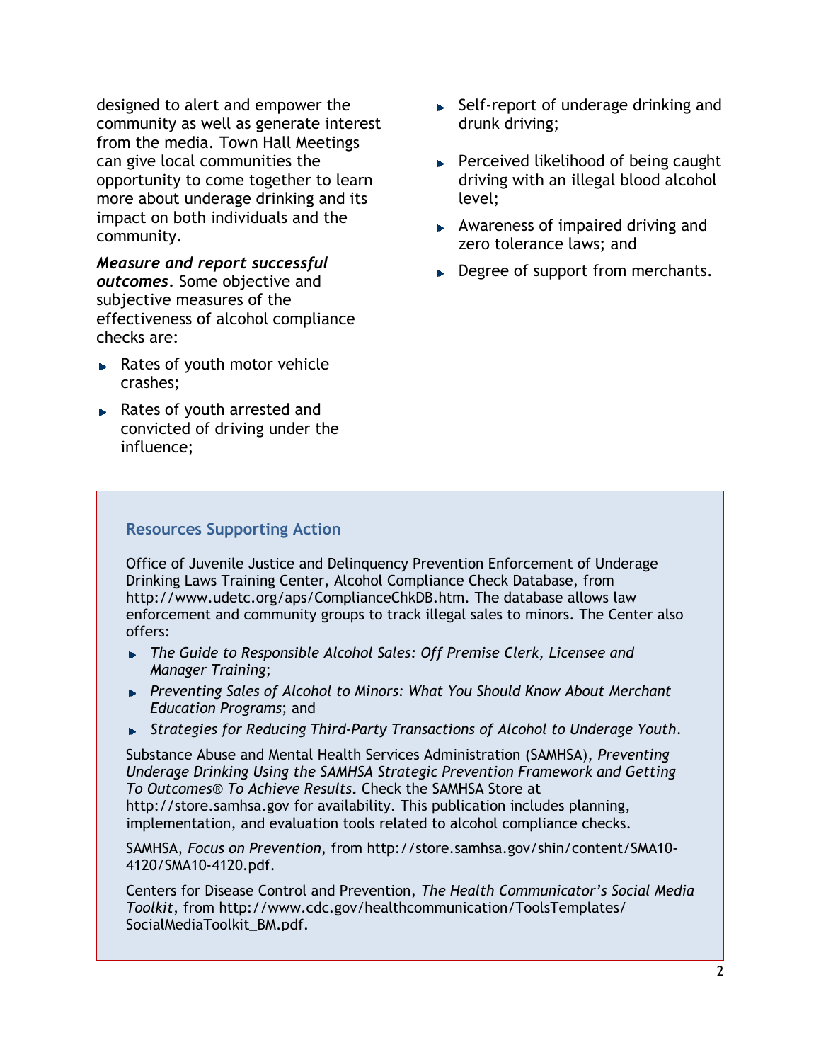designed to alert and empower the community as well as generate interest from the media. Town Hall Meetings can give local communities the opportunity to come together to learn more about underage drinking and its impact on both individuals and the community.

***Measure and report successful outcomes***. Some objective and subjective measures of the effectiveness of alcohol compliance checks are:

- Rates of youth motor vehicle crashes;
- Rates of youth arrested and convicted of driving under the influence;
- Self-report of underage drinking and drunk driving;
- Perceived likelihood of being caught driving with an illegal blood alcohol level;
- Awareness of impaired driving and zero tolerance laws; and
- Degree of support from merchants.

### Resources Supporting Action

Office of Juvenile Justice and Delinquency Prevention Enforcement of Underage Drinking Laws Training Center, Alcohol Compliance Check Database, from http://www.udetc.org/aps/ComplianceChkDB.htm. The database allows law enforcement and community groups to track illegal sales to minors. The Center also offers:

- *The Guide to Responsible Alcohol Sales: Off Premise Clerk, Licensee and Manager Training*;
- *Preventing Sales of Alcohol to Minors: What You Should Know About Merchant Education Programs*; and
- *Strategies for Reducing Third-Party Transactions of Alcohol to Underage Youth*.

Substance Abuse and Mental Health Services Administration (SAMHSA), *Preventing Underage Drinking Using the SAMHSA Strategic Prevention Framework and Getting To Outcomes® To Achieve Results*. Check the SAMHSA Store at http://store.samhsa.gov for availability. This publication includes planning, implementation, and evaluation tools related to alcohol compliance checks.

SAMHSA, *Focus on Prevention*, from http://store.samhsa.gov/shin/content/SMA10-4120/SMA10-4120.pdf.

Centers for Disease Control and Prevention, *The Health Communicator's Social Media Toolkit*, from http://www.cdc.gov/healthcommunication/ToolsTemplates/SocialMediaToolkit_BM.pdf.